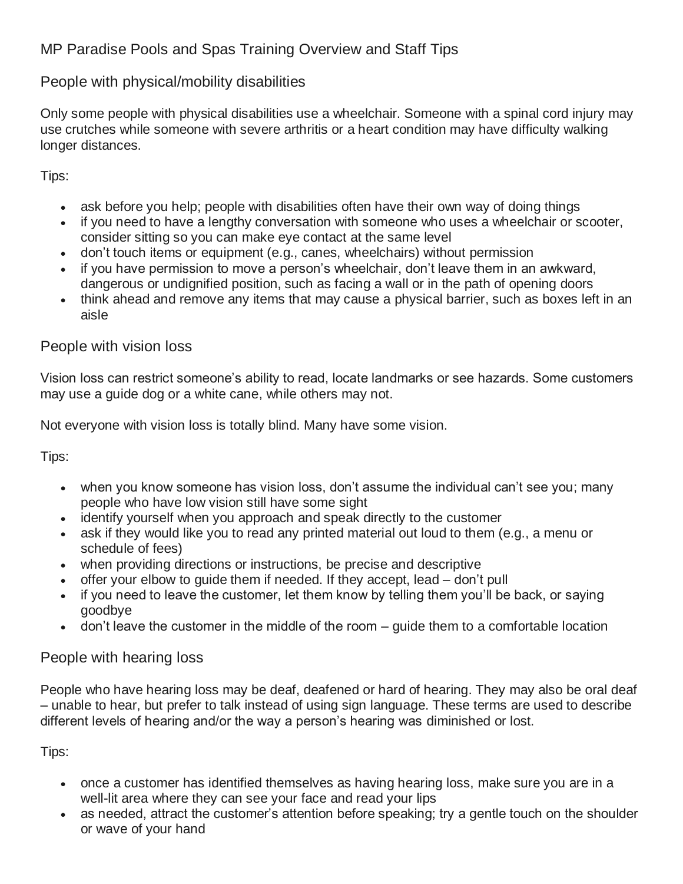# MP Paradise Pools and Spas Training Overview and Staff Tips

## People with physical/mobility disabilities

Only some people with physical disabilities use a wheelchair. Someone with a spinal cord injury may use crutches while someone with severe arthritis or a heart condition may have difficulty walking longer distances.

Tips:

- ask before you help; people with disabilities often have their own way of doing things
- if you need to have a lengthy conversation with someone who uses a wheelchair or scooter, consider sitting so you can make eye contact at the same level
- don't touch items or equipment (e.g., canes, wheelchairs) without permission
- if you have permission to move a person's wheelchair, don't leave them in an awkward, dangerous or undignified position, such as facing a wall or in the path of opening doors
- think ahead and remove any items that may cause a physical barrier, such as boxes left in an aisle

## People with vision loss

Vision loss can restrict someone's ability to read, locate landmarks or see hazards. Some customers may use a guide dog or a white cane, while others may not.

Not everyone with vision loss is totally blind. Many have some vision.

Tips:

- when you know someone has vision loss, don't assume the individual can't see you; many people who have low vision still have some sight
- identify yourself when you approach and speak directly to the customer
- ask if they would like you to read any printed material out loud to them (e.g., a menu or schedule of fees)
- when providing directions or instructions, be precise and descriptive
- offer your elbow to guide them if needed. If they accept, lead – don't pull
- if you need to leave the customer, let them know by telling them you'll be back, or saying goodbye
- don't leave the customer in the middle of the room – guide them to a comfortable location

## People with hearing loss

People who have hearing loss may be deaf, deafened or hard of hearing. They may also be oral deaf – unable to hear, but prefer to talk instead of using sign language. These terms are used to describe different levels of hearing and/or the way a person's hearing was diminished or lost.

Tips:

- once a customer has identified themselves as having hearing loss, make sure you are in a well-lit area where they can see your face and read your lips
- as needed, attract the customer's attention before speaking; try a gentle touch on the shoulder or wave of your hand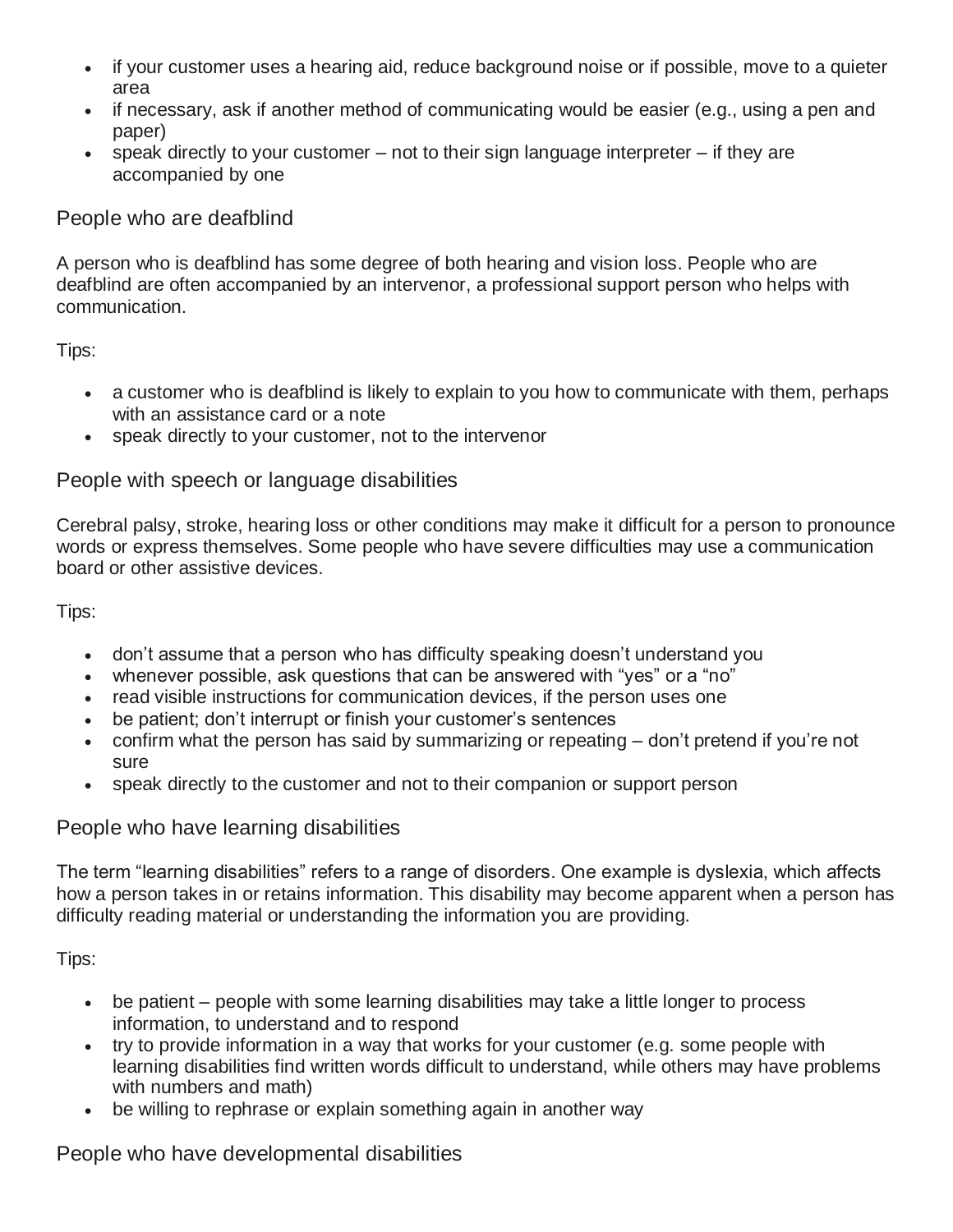- if your customer uses a hearing aid, reduce background noise or if possible, move to a quieter area
- if necessary, ask if another method of communicating would be easier (e.g., using a pen and paper)
- speak directly to your customer – not to their sign language interpreter – if they are accompanied by one

## People who are deafblind

A person who is deafblind has some degree of both hearing and vision loss. People who are deafblind are often accompanied by an intervenor, a professional support person who helps with communication.

Tips:

- a customer who is deafblind is likely to explain to you how to communicate with them, perhaps with an assistance card or a note
- speak directly to your customer, not to the intervenor

## People with speech or language disabilities

Cerebral palsy, stroke, hearing loss or other conditions may make it difficult for a person to pronounce words or express themselves. Some people who have severe difficulties may use a communication board or other assistive devices.

Tips:

- don't assume that a person who has difficulty speaking doesn't understand you
- whenever possible, ask questions that can be answered with "yes" or a "no"
- read visible instructions for communication devices, if the person uses one
- be patient; don't interrupt or finish your customer's sentences
- confirm what the person has said by summarizing or repeating – don't pretend if you're not sure
- speak directly to the customer and not to their companion or support person

## People who have learning disabilities

The term "learning disabilities" refers to a range of disorders. One example is dyslexia, which affects how a person takes in or retains information. This disability may become apparent when a person has difficulty reading material or understanding the information you are providing.

Tips:

- be patient – people with some learning disabilities may take a little longer to process information, to understand and to respond
- try to provide information in a way that works for your customer (e.g. some people with learning disabilities find written words difficult to understand, while others may have problems with numbers and math)
- be willing to rephrase or explain something again in another way

## People who have developmental disabilities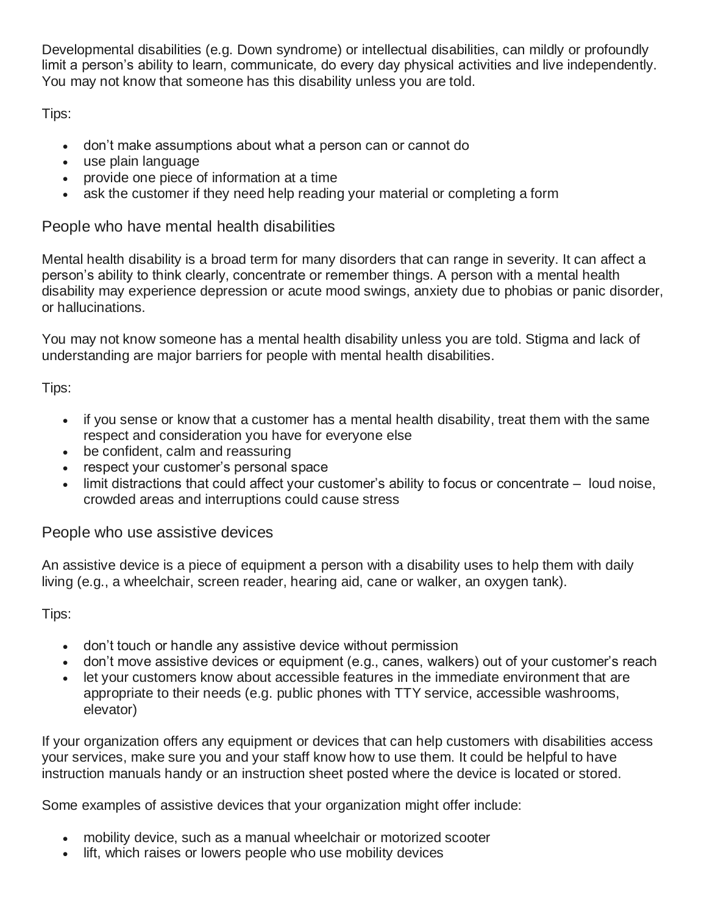Developmental disabilities (e.g. Down syndrome) or intellectual disabilities, can mildly or profoundly limit a person's ability to learn, communicate, do every day physical activities and live independently. You may not know that someone has this disability unless you are told.

Tips:

- don't make assumptions about what a person can or cannot do
- use plain language
- provide one piece of information at a time
- ask the customer if they need help reading your material or completing a form

## People who have mental health disabilities

Mental health disability is a broad term for many disorders that can range in severity. It can affect a person's ability to think clearly, concentrate or remember things. A person with a mental health disability may experience depression or acute mood swings, anxiety due to phobias or panic disorder, or hallucinations.

You may not know someone has a mental health disability unless you are told. Stigma and lack of understanding are major barriers for people with mental health disabilities.

Tips:

- if you sense or know that a customer has a mental health disability, treat them with the same respect and consideration you have for everyone else
- be confident, calm and reassuring
- respect your customer's personal space
- limit distractions that could affect your customer's ability to focus or concentrate – loud noise, crowded areas and interruptions could cause stress

## People who use assistive devices

An assistive device is a piece of equipment a person with a disability uses to help them with daily living (e.g., a wheelchair, screen reader, hearing aid, cane or walker, an oxygen tank).

Tips:

- don't touch or handle any assistive device without permission
- don't move assistive devices or equipment (e.g., canes, walkers) out of your customer's reach
- let your customers know about accessible features in the immediate environment that are appropriate to their needs (e.g. public phones with TTY service, accessible washrooms, elevator)

If your organization offers any equipment or devices that can help customers with disabilities access your services, make sure you and your staff know how to use them. It could be helpful to have instruction manuals handy or an instruction sheet posted where the device is located or stored.

Some examples of assistive devices that your organization might offer include:

- mobility device, such as a manual wheelchair or motorized scooter
- lift, which raises or lowers people who use mobility devices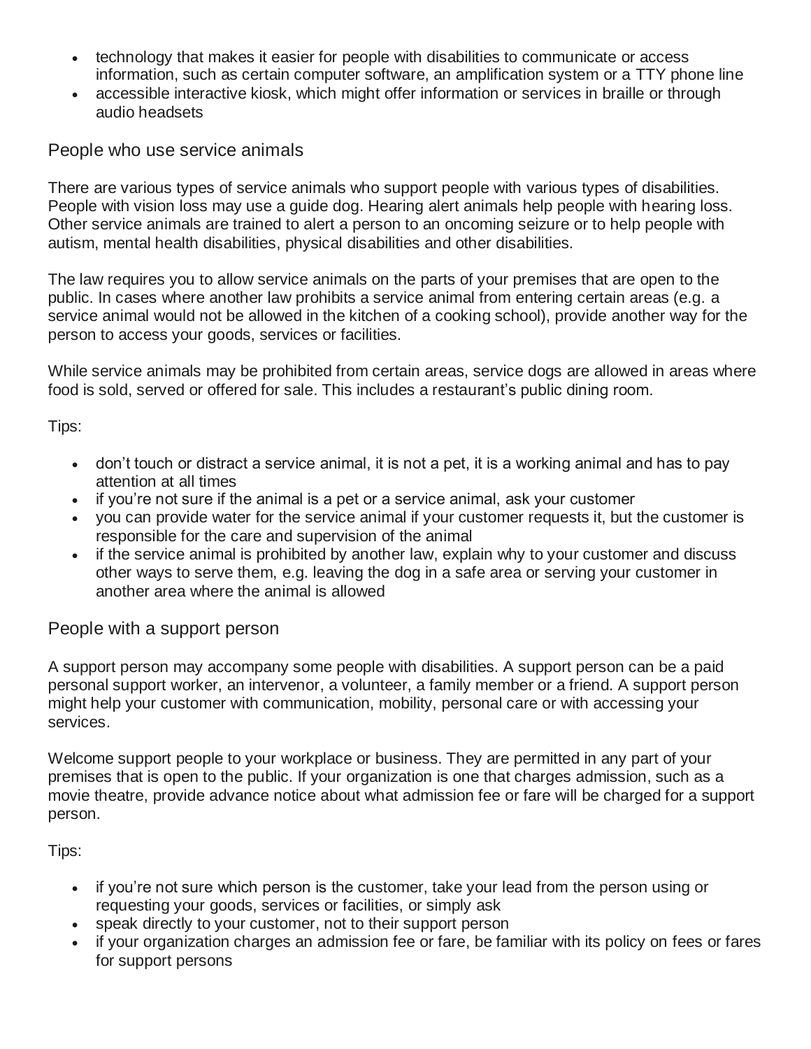- technology that makes it easier for people with disabilities to communicate or access information, such as certain computer software, an amplification system or a TTY phone line
- accessible interactive kiosk, which might offer information or services in braille or through audio headsets

## People who use service animals

There are various types of service animals who support people with various types of disabilities. People with vision loss may use a guide dog. Hearing alert animals help people with hearing loss. Other service animals are trained to alert a person to an oncoming seizure or to help people with autism, mental health disabilities, physical disabilities and other disabilities.

The law requires you to allow service animals on the parts of your premises that are open to the public. In cases where another law prohibits a service animal from entering certain areas (e.g. a service animal would not be allowed in the kitchen of a cooking school), provide another way for the person to access your goods, services or facilities.

While service animals may be prohibited from certain areas, service dogs are allowed in areas where food is sold, served or offered for sale. This includes a restaurant's public dining room.

Tips:

- don't touch or distract a service animal, it is not a pet, it is a working animal and has to pay attention at all times
- if you're not sure if the animal is a pet or a service animal, ask your customer
- you can provide water for the service animal if your customer requests it, but the customer is responsible for the care and supervision of the animal
- if the service animal is prohibited by another law, explain why to your customer and discuss other ways to serve them, e.g. leaving the dog in a safe area or serving your customer in another area where the animal is allowed

## People with a support person

A support person may accompany some people with disabilities. A support person can be a paid personal support worker, an intervenor, a volunteer, a family member or a friend. A support person might help your customer with communication, mobility, personal care or with accessing your services.

Welcome support people to your workplace or business. They are permitted in any part of your premises that is open to the public. If your organization is one that charges admission, such as a movie theatre, provide advance notice about what admission fee or fare will be charged for a support person.

Tips:

- if you're not sure which person is the customer, take your lead from the person using or requesting your goods, services or facilities, or simply ask
- speak directly to your customer, not to their support person
- if your organization charges an admission fee or fare, be familiar with its policy on fees or fares for support persons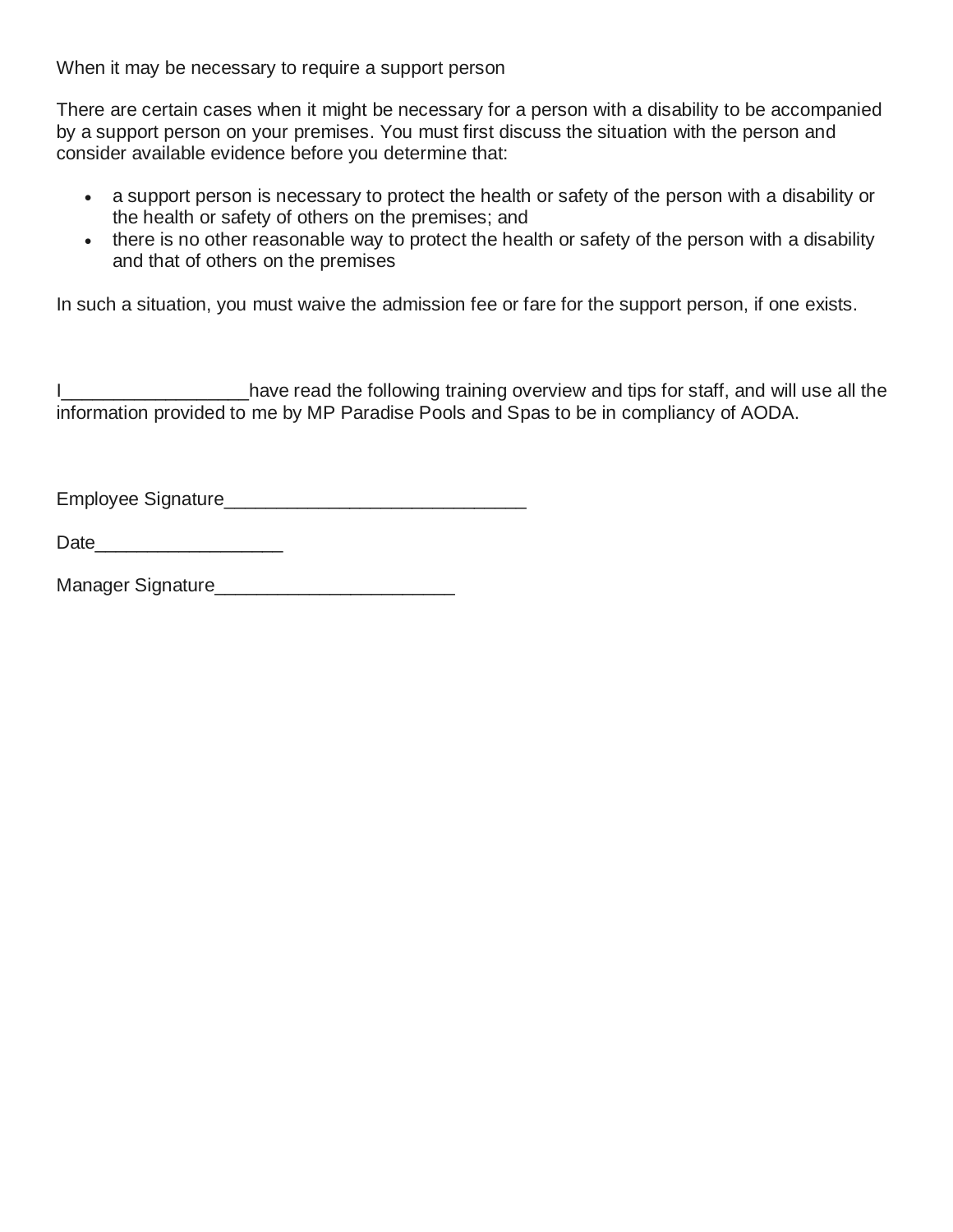When it may be necessary to require a support person

There are certain cases when it might be necessary for a person with a disability to be accompanied by a support person on your premises. You must first discuss the situation with the person and consider available evidence before you determine that:

- a support person is necessary to protect the health or safety of the person with a disability or the health or safety of others on the premises; and
- there is no other reasonable way to protect the health or safety of the person with a disability and that of others on the premises

In such a situation, you must waive the admission fee or fare for the support person, if one exists.

I__________________have read the following training overview and tips for staff, and will use all the information provided to me by MP Paradise Pools and Spas to be in compliancy of AODA.

Employee Signature_____________________________

Date__________________

Manager Signature_______________________